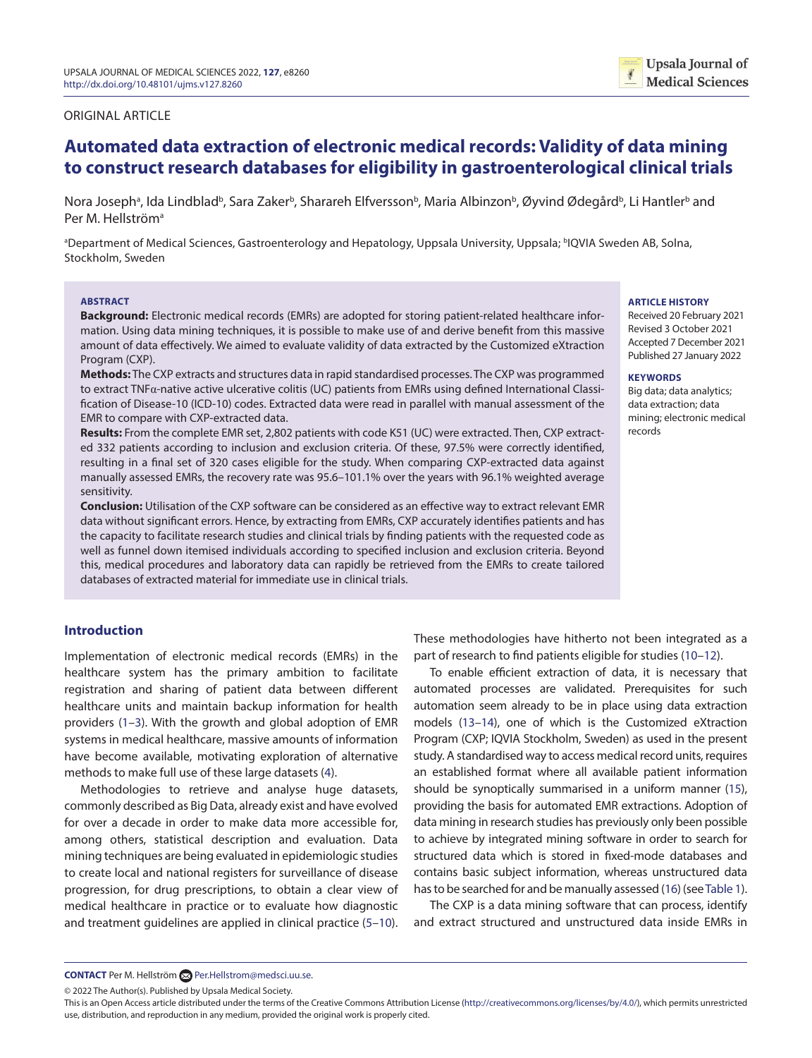ORIGINAL ARTICLE

# Automated data extraction of electronic medical records: Validity of data mining to construct research databases for eligibility in gastroenterological clinical trials

Nora Joseph[a], Ida Lindblad[b], Sara Zaker[b], Sharareh Elfversson[b], Maria Albinzon[b], Øyvind Ødegård[b], Li Hantler[b] and Per M. Hellström[a]

[a]Department of Medical Sciences, Gastroenterology and Hepatology, Uppsala University, Uppsala; [b]IQVIA Sweden AB, Solna, Stockholm, Sweden

**ABSTRACT**

**Background:** Electronic medical records (EMRs) are adopted for storing patient-related healthcare information. Using data mining techniques, it is possible to make use of and derive benefit from this massive amount of data effectively. We aimed to evaluate validity of data extracted by the Customized eXtraction Program (CXP).

**Methods:** The CXP extracts and structures data in rapid standardised processes. The CXP was programmed to extract TNFα-native active ulcerative colitis (UC) patients from EMRs using defined International Classification of Disease-10 (ICD-10) codes. Extracted data were read in parallel with manual assessment of the EMR to compare with CXP-extracted data.

**Results:** From the complete EMR set, 2,802 patients with code K51 (UC) were extracted. Then, CXP extracted 332 patients according to inclusion and exclusion criteria. Of these, 97.5% were correctly identified, resulting in a final set of 320 cases eligible for the study. When comparing CXP-extracted data against manually assessed EMRs, the recovery rate was 95.6–101.1% over the years with 96.1% weighted average sensitivity.

**Conclusion:** Utilisation of the CXP software can be considered as an effective way to extract relevant EMR data without significant errors. Hence, by extracting from EMRs, CXP accurately identifies patients and has the capacity to facilitate research studies and clinical trials by finding patients with the requested code as well as funnel down itemised individuals according to specified inclusion and exclusion criteria. Beyond this, medical procedures and laboratory data can rapidly be retrieved from the EMRs to create tailored databases of extracted material for immediate use in clinical trials.

**ARTICLE HISTORY**

Received 20 February 2021
Revised 3 October 2021
Accepted 7 December 2021
Published 27 January 2022

**KEYWORDS**

Big data; data analytics; data extraction; data mining; electronic medical records

## Introduction

Implementation of electronic medical records (EMRs) in the healthcare system has the primary ambition to facilitate registration and sharing of patient data between different healthcare units and maintain backup information for health providers (1–3). With the growth and global adoption of EMR systems in medical healthcare, massive amounts of information have become available, motivating exploration of alternative methods to make full use of these large datasets (4).

Methodologies to retrieve and analyse huge datasets, commonly described as Big Data, already exist and have evolved for over a decade in order to make data more accessible for, among others, statistical description and evaluation. Data mining techniques are being evaluated in epidemiologic studies to create local and national registers for surveillance of disease progression, for drug prescriptions, to obtain a clear view of medical healthcare in practice or to evaluate how diagnostic and treatment guidelines are applied in clinical practice (5–10). These methodologies have hitherto not been integrated as a part of research to find patients eligible for studies (10–12).

To enable efficient extraction of data, it is necessary that automated processes are validated. Prerequisites for such automation seem already to be in place using data extraction models (13–14), one of which is the Customized eXtraction Program (CXP; IQVIA Stockholm, Sweden) as used in the present study. A standardised way to access medical record units, requires an established format where all available patient information should be synoptically summarised in a uniform manner (15), providing the basis for automated EMR extractions. Adoption of data mining in research studies has previously only been possible to achieve by integrated mining software in order to search for structured data which is stored in fixed-mode databases and contains basic subject information, whereas unstructured data has to be searched for and be manually assessed (16) (see Table 1).

The CXP is a data mining software that can process, identify and extract structured and unstructured data inside EMRs in

**CONTACT** Per M. Hellström Per.Hellstrom@medsci.uu.se.

© 2022 The Author(s). Published by Upsala Medical Society.

This is an Open Access article distributed under the terms of the Creative Commons Attribution License (http://creativecommons.org/licenses/by/4.0/), which permits unrestricted use, distribution, and reproduction in any medium, provided the original work is properly cited.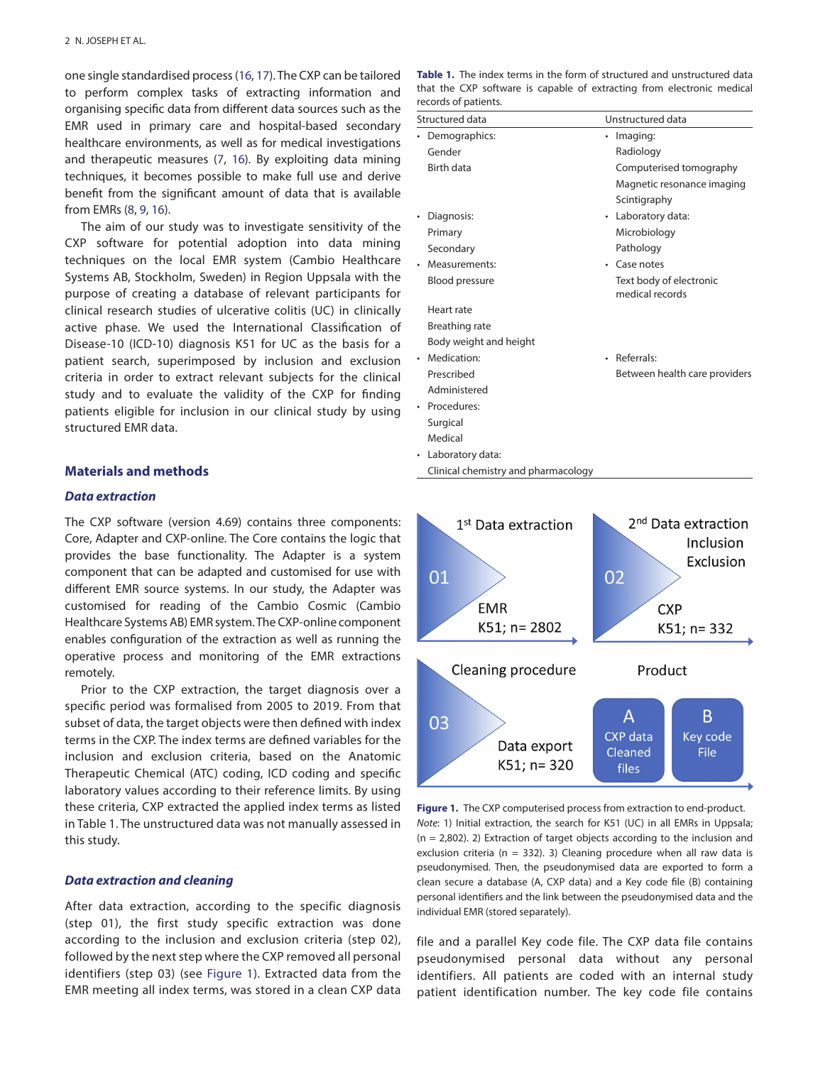one single standardised process (16, 17). The CXP can be tailored to perform complex tasks of extracting information and organising specific data from different data sources such as the EMR used in primary care and hospital-based secondary healthcare environments, as well as for medical investigations and therapeutic measures (7, 16). By exploiting data mining techniques, it becomes possible to make full use and derive benefit from the significant amount of data that is available from EMRs (8, 9, 16).

The aim of our study was to investigate sensitivity of the CXP software for potential adoption into data mining techniques on the local EMR system (Cambio Healthcare Systems AB, Stockholm, Sweden) in Region Uppsala with the purpose of creating a database of relevant participants for clinical research studies of ulcerative colitis (UC) in clinically active phase. We used the International Classification of Disease-10 (ICD-10) diagnosis K51 for UC as the basis for a patient search, superimposed by inclusion and exclusion criteria in order to extract relevant subjects for the clinical study and to evaluate the validity of the CXP for finding patients eligible for inclusion in our clinical study by using structured EMR data.

## Materials and methods

### *Data extraction*

The CXP software (version 4.69) contains three components: Core, Adapter and CXP-online. The Core contains the logic that provides the base functionality. The Adapter is a system component that can be adapted and customised for use with different EMR source systems. In our study, the Adapter was customised for reading of the Cambio Cosmic (Cambio Healthcare Systems AB) EMR system. The CXP-online component enables configuration of the extraction as well as running the operative process and monitoring of the EMR extractions remotely.

Prior to the CXP extraction, the target diagnosis over a specific period was formalised from 2005 to 2019. From that subset of data, the target objects were then defined with index terms in the CXP. The index terms are defined variables for the inclusion and exclusion criteria, based on the Anatomic Therapeutic Chemical (ATC) coding, ICD coding and specific laboratory values according to their reference limits. By using these criteria, CXP extracted the applied index terms as listed in Table 1. The unstructured data was not manually assessed in this study.

**Table 1.** The index terms in the form of structured and unstructured data that the CXP software is capable of extracting from electronic medical records of patients.

| Structured data | Unstructured data |
|---|---|
| • Demographics: | • Imaging: |
| Gender | Radiology |
| Birth data | Computerised tomography |
| | Magnetic resonance imaging |
| | Scintigraphy |
| • Diagnosis: | • Laboratory data: |
| Primary | Microbiology |
| Secondary | Pathology |
| • Measurements: | • Case notes |
| Blood pressure | Text body of electronic medical records |
| Heart rate | |
| Breathing rate | |
| Body weight and height | |
| • Medication: | • Referrals: |
| Prescribed | Between health care providers |
| Administered | |
| • Procedures: | |
| Surgical | |
| Medical | |
| • Laboratory data: | |
| Clinical chemistry and pharmacology | |

**Figure 1.** The CXP computerised process from extraction to end-product. *Note*: 1) Initial extraction, the search for K51 (UC) in all EMRs in Uppsala; (n = 2,802). 2) Extraction of target objects according to the inclusion and exclusion criteria (n = 332). 3) Cleaning procedure when all raw data is pseudonymised. Then, the pseudonymised data are exported to form a clean secure a database (A, CXP data) and a Key code file (B) containing personal identifiers and the link between the pseudonymised data and the individual EMR (stored separately).

### *Data extraction and cleaning*

After data extraction, according to the specific diagnosis (step 01), the first study specific extraction was done according to the inclusion and exclusion criteria (step 02), followed by the next step where the CXP removed all personal identifiers (step 03) (see Figure 1). Extracted data from the EMR meeting all index terms, was stored in a clean CXP data file and a parallel Key code file. The CXP data file contains pseudonymised personal data without any personal identifiers. All patients are coded with an internal study patient identification number. The key code file contains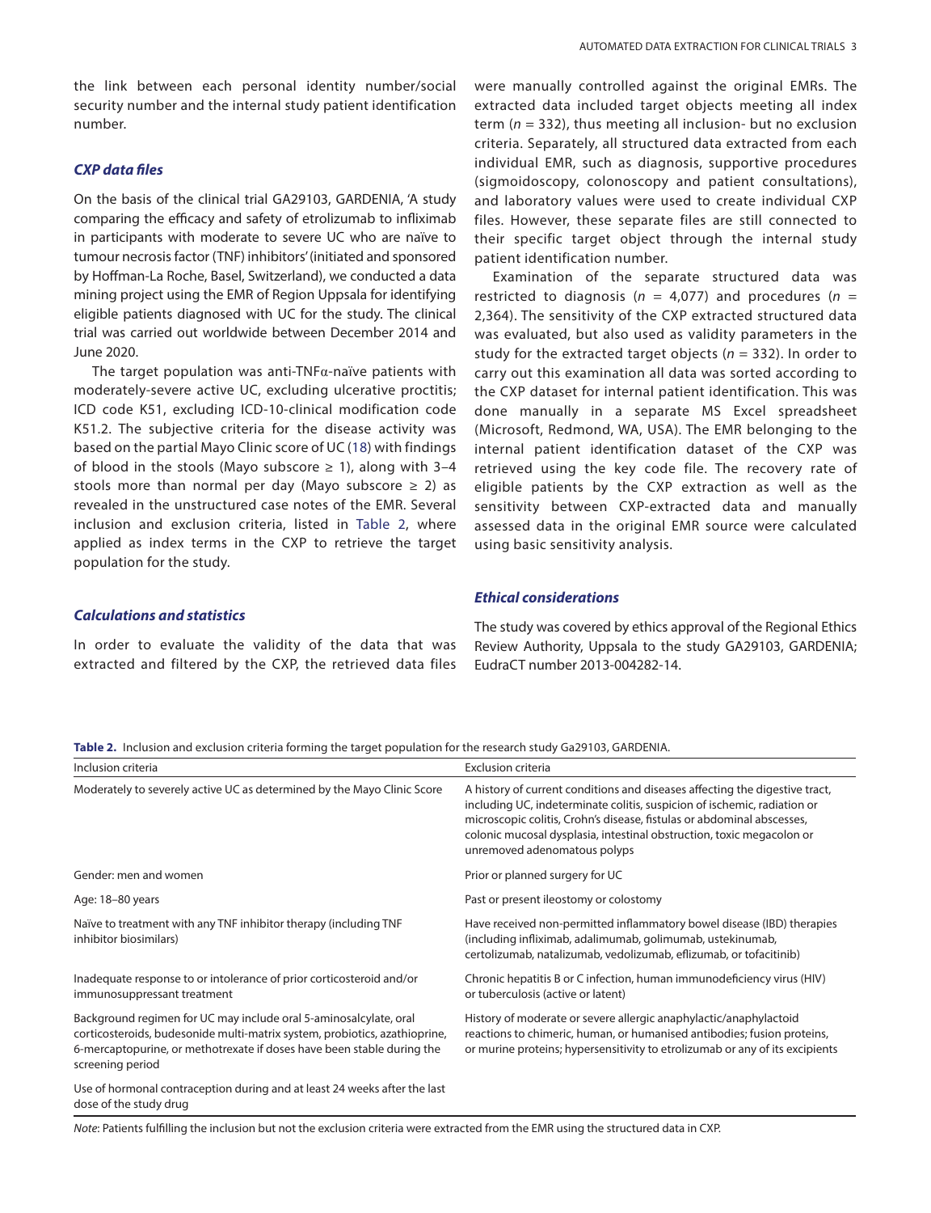the link between each personal identity number/social security number and the internal study patient identification number.

### *CXP data files*

On the basis of the clinical trial GA29103, GARDENIA, 'A study comparing the efficacy and safety of etrolizumab to infliximab in participants with moderate to severe UC who are naïve to tumour necrosis factor (TNF) inhibitors' (initiated and sponsored by Hoffman-La Roche, Basel, Switzerland), we conducted a data mining project using the EMR of Region Uppsala for identifying eligible patients diagnosed with UC for the study. The clinical trial was carried out worldwide between December 2014 and June 2020.

The target population was anti-TNFα-naïve patients with moderately-severe active UC, excluding ulcerative proctitis; ICD code K51, excluding ICD-10-clinical modification code K51.2. The subjective criteria for the disease activity was based on the partial Mayo Clinic score of UC (18) with findings of blood in the stools (Mayo subscore ≥ 1), along with 3–4 stools more than normal per day (Mayo subscore ≥ 2) as revealed in the unstructured case notes of the EMR. Several inclusion and exclusion criteria, listed in Table 2, where applied as index terms in the CXP to retrieve the target population for the study.

### *Calculations and statistics*

In order to evaluate the validity of the data that was extracted and filtered by the CXP, the retrieved data files were manually controlled against the original EMRs. The extracted data included target objects meeting all index term ($n = 332$), thus meeting all inclusion- but no exclusion criteria. Separately, all structured data extracted from each individual EMR, such as diagnosis, supportive procedures (sigmoidoscopy, colonoscopy and patient consultations), and laboratory values were used to create individual CXP files. However, these separate files are still connected to their specific target object through the internal study patient identification number.

Examination of the separate structured data was restricted to diagnosis ($n = 4{,}077$) and procedures ($n = 2{,}364$). The sensitivity of the CXP extracted structured data was evaluated, but also used as validity parameters in the study for the extracted target objects ($n = 332$). In order to carry out this examination all data was sorted according to the CXP dataset for internal patient identification. This was done manually in a separate MS Excel spreadsheet (Microsoft, Redmond, WA, USA). The EMR belonging to the internal patient identification dataset of the CXP was retrieved using the key code file. The recovery rate of eligible patients by the CXP extraction as well as the sensitivity between CXP-extracted data and manually assessed data in the original EMR source were calculated using basic sensitivity analysis.

### *Ethical considerations*

The study was covered by ethics approval of the Regional Ethics Review Authority, Uppsala to the study GA29103, GARDENIA; EudraCT number 2013-004282-14.

**Table 2.** Inclusion and exclusion criteria forming the target population for the research study Ga29103, GARDENIA.

| Inclusion criteria | Exclusion criteria |
|---|---|
| Moderately to severely active UC as determined by the Mayo Clinic Score | A history of current conditions and diseases affecting the digestive tract, including UC, indeterminate colitis, suspicion of ischemic, radiation or microscopic colitis, Crohn's disease, fistulas or abdominal abscesses, colonic mucosal dysplasia, intestinal obstruction, toxic megacolon or unremoved adenomatous polyps |
| Gender: men and women | Prior or planned surgery for UC |
| Age: 18–80 years | Past or present ileostomy or colostomy |
| Naïve to treatment with any TNF inhibitor therapy (including TNF inhibitor biosimilars) | Have received non-permitted inflammatory bowel disease (IBD) therapies (including infliximab, adalimumab, golimumab, ustekinumab, certolizumab, natalizumab, vedolizumab, eflizumab, or tofacitinib) |
| Inadequate response to or intolerance of prior corticosteroid and/or immunosuppressant treatment | Chronic hepatitis B or C infection, human immunodeficiency virus (HIV) or tuberculosis (active or latent) |
| Background regimen for UC may include oral 5-aminosalcylate, oral corticosteroids, budesonide multi-matrix system, probiotics, azathioprine, 6-mercaptopurine, or methotrexate if doses have been stable during the screening period | History of moderate or severe allergic anaphylactic/anaphylactoid reactions to chimeric, human, or humanised antibodies; fusion proteins, or murine proteins; hypersensitivity to etrolizumab or any of its excipients |
| Use of hormonal contraception during and at least 24 weeks after the last dose of the study drug | |

*Note*: Patients fulfilling the inclusion but not the exclusion criteria were extracted from the EMR using the structured data in CXP.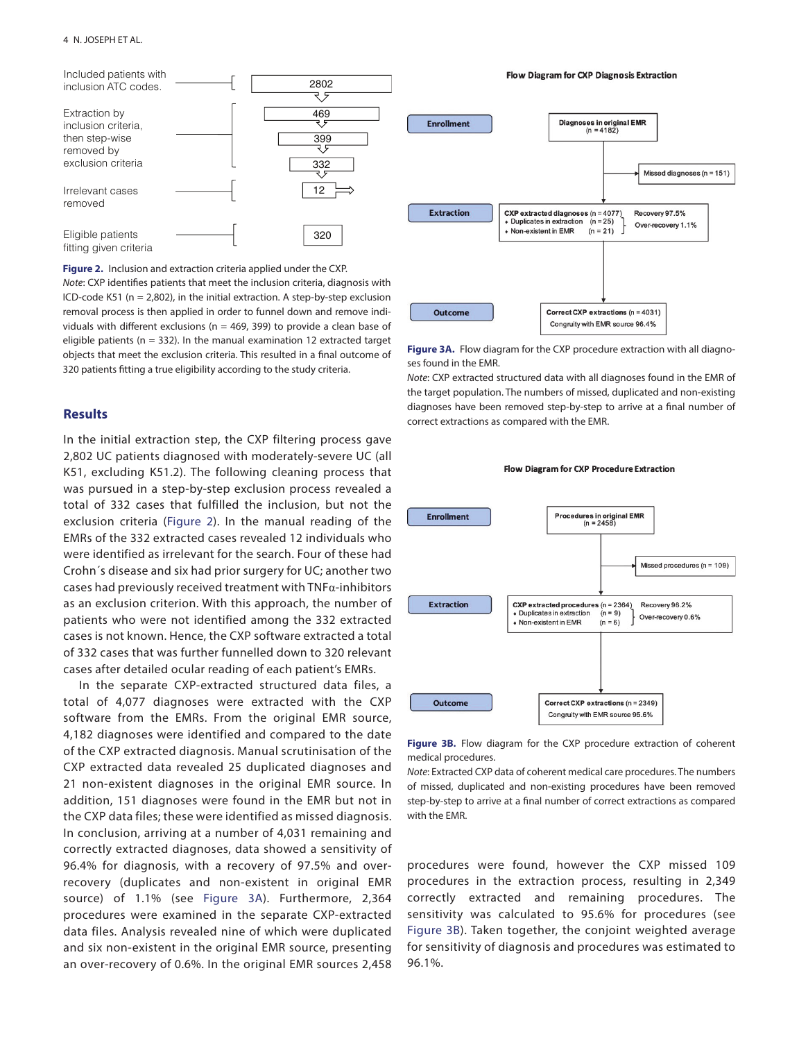Included patients with inclusion ATC codes. — 2802

Extraction by inclusion criteria, then step-wise removed by exclusion criteria — 469 → 399 → 332

Irrelevant cases removed — 12

Eligible patients fitting given criteria — 320

**Figure 2.** Inclusion and extraction criteria applied under the CXP.

*Note*: CXP identifies patients that meet the inclusion criteria, diagnosis with ICD-code K51 (n = 2,802), in the initial extraction. A step-by-step exclusion removal process is then applied in order to funnel down and remove individuals with different exclusions (n = 469, 399) to provide a clean base of eligible patients (n = 332). In the manual examination 12 extracted target objects that meet the exclusion criteria. This resulted in a final outcome of 320 patients fitting a true eligibility according to the study criteria.

## Results

In the initial extraction step, the CXP filtering process gave 2,802 UC patients diagnosed with moderately-severe UC (all K51, excluding K51.2). The following cleaning process that was pursued in a step-by-step exclusion process revealed a total of 332 cases that fulfilled the inclusion, but not the exclusion criteria (Figure 2). In the manual reading of the EMRs of the 332 extracted cases revealed 12 individuals who were identified as irrelevant for the search. Four of these had Crohn´s disease and six had prior surgery for UC; another two cases had previously received treatment with TNFα-inhibitors as an exclusion criterion. With this approach, the number of patients who were not identified among the 332 extracted cases is not known. Hence, the CXP software extracted a total of 332 cases that was further funnelled down to 320 relevant cases after detailed ocular reading of each patient's EMRs.

In the separate CXP-extracted structured data files, a total of 4,077 diagnoses were extracted with the CXP software from the EMRs. From the original EMR source, 4,182 diagnoses were identified and compared to the date of the CXP extracted diagnosis. Manual scrutinisation of the CXP extracted data revealed 25 duplicated diagnoses and 21 non-existent diagnoses in the original EMR source. In addition, 151 diagnoses were found in the EMR but not in the CXP data files; these were identified as missed diagnosis. In conclusion, arriving at a number of 4,031 remaining and correctly extracted diagnoses, data showed a sensitivity of 96.4% for diagnosis, with a recovery of 97.5% and over-recovery (duplicates and non-existent in original EMR source) of 1.1% (see Figure 3A). Furthermore, 2,364 procedures were examined in the separate CXP-extracted data files. Analysis revealed nine of which were duplicated and six non-existent in the original EMR source, presenting an over-recovery of 0.6%. In the original EMR sources 2,458 procedures were found, however the CXP missed 109 procedures in the extraction process, resulting in 2,349 correctly extracted and remaining procedures. The sensitivity was calculated to 95.6% for procedures (see Figure 3B). Taken together, the conjoint weighted average for sensitivity of diagnosis and procedures was estimated to 96.1%.

**Flow Diagram for CXP Diagnosis Extraction**

- **Enrollment**: Diagnoses in original EMR (n = 4182)
  - Missed diagnoses (n = 151)
- **Extraction**: CXP extracted diagnoses (n = 4077) — Recovery 97.5%
  - Duplicates in extraction (n = 25)
  - Non-existent in EMR (n = 21)
  - Over-recovery 1.1%
- **Outcome**: Correct CXP extractions (n = 4031) — Congruity with EMR source 96.4%

**Figure 3A.** Flow diagram for the CXP procedure extraction with all diagnoses found in the EMR.

*Note*: CXP extracted structured data with all diagnoses found in the EMR of the target population. The numbers of missed, duplicated and non-existing diagnoses have been removed step-by-step to arrive at a final number of correct extractions as compared with the EMR.

**Flow Diagram for CXP Procedure Extraction**

- **Enrollment**: Procedures in original EMR (n = 2458)
  - Missed procedures (n = 109)
- **Extraction**: CXP extracted procedures (n = 2364) — Recovery 96.2%
  - Duplicates in extraction (n = 9)
  - Non-existent in EMR (n = 6)
  - Over-recovery 0.6%
- **Outcome**: Correct CXP extractions (n = 2349) — Congruity with EMR source 95.6%

**Figure 3B.** Flow diagram for the CXP procedure extraction of coherent medical procedures.

*Note*: Extracted CXP data of coherent medical care procedures. The numbers of missed, duplicated and non-existing procedures have been removed step-by-step to arrive at a final number of correct extractions as compared with the EMR.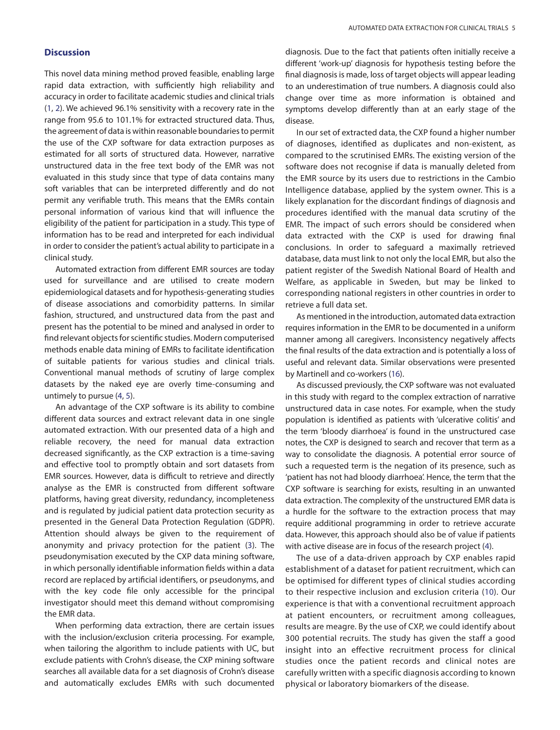## Discussion

This novel data mining method proved feasible, enabling large rapid data extraction, with sufficiently high reliability and accuracy in order to facilitate academic studies and clinical trials (1, 2). We achieved 96.1% sensitivity with a recovery rate in the range from 95.6 to 101.1% for extracted structured data. Thus, the agreement of data is within reasonable boundaries to permit the use of the CXP software for data extraction purposes as estimated for all sorts of structured data. However, narrative unstructured data in the free text body of the EMR was not evaluated in this study since that type of data contains many soft variables that can be interpreted differently and do not permit any verifiable truth. This means that the EMRs contain personal information of various kind that will influence the eligibility of the patient for participation in a study. This type of information has to be read and interpreted for each individual in order to consider the patient's actual ability to participate in a clinical study.

Automated extraction from different EMR sources are today used for surveillance and are utilised to create modern epidemiological datasets and for hypothesis-generating studies of disease associations and comorbidity patterns. In similar fashion, structured, and unstructured data from the past and present has the potential to be mined and analysed in order to find relevant objects for scientific studies. Modern computerised methods enable data mining of EMRs to facilitate identification of suitable patients for various studies and clinical trials. Conventional manual methods of scrutiny of large complex datasets by the naked eye are overly time-consuming and untimely to pursue (4, 5).

An advantage of the CXP software is its ability to combine different data sources and extract relevant data in one single automated extraction. With our presented data of a high and reliable recovery, the need for manual data extraction decreased significantly, as the CXP extraction is a time-saving and effective tool to promptly obtain and sort datasets from EMR sources. However, data is difficult to retrieve and directly analyse as the EMR is constructed from different software platforms, having great diversity, redundancy, incompleteness and is regulated by judicial patient data protection security as presented in the General Data Protection Regulation (GDPR). Attention should always be given to the requirement of anonymity and privacy protection for the patient (3). The pseudonymisation executed by the CXP data mining software, in which personally identifiable information fields within a data record are replaced by artificial identifiers, or pseudonyms, and with the key code file only accessible for the principal investigator should meet this demand without compromising the EMR data.

When performing data extraction, there are certain issues with the inclusion/exclusion criteria processing. For example, when tailoring the algorithm to include patients with UC, but exclude patients with Crohn's disease, the CXP mining software searches all available data for a set diagnosis of Crohn's disease and automatically excludes EMRs with such documented diagnosis. Due to the fact that patients often initially receive a different 'work-up' diagnosis for hypothesis testing before the final diagnosis is made, loss of target objects will appear leading to an underestimation of true numbers. A diagnosis could also change over time as more information is obtained and symptoms develop differently than at an early stage of the disease.

In our set of extracted data, the CXP found a higher number of diagnoses, identified as duplicates and non-existent, as compared to the scrutinised EMRs. The existing version of the software does not recognise if data is manually deleted from the EMR source by its users due to restrictions in the Cambio Intelligence database, applied by the system owner. This is a likely explanation for the discordant findings of diagnosis and procedures identified with the manual data scrutiny of the EMR. The impact of such errors should be considered when data extracted with the CXP is used for drawing final conclusions. In order to safeguard a maximally retrieved database, data must link to not only the local EMR, but also the patient register of the Swedish National Board of Health and Welfare, as applicable in Sweden, but may be linked to corresponding national registers in other countries in order to retrieve a full data set.

As mentioned in the introduction, automated data extraction requires information in the EMR to be documented in a uniform manner among all caregivers. Inconsistency negatively affects the final results of the data extraction and is potentially a loss of useful and relevant data. Similar observations were presented by Martinell and co-workers (16).

As discussed previously, the CXP software was not evaluated in this study with regard to the complex extraction of narrative unstructured data in case notes. For example, when the study population is identified as patients with 'ulcerative colitis' and the term 'bloody diarrhoea' is found in the unstructured case notes, the CXP is designed to search and recover that term as a way to consolidate the diagnosis. A potential error source of such a requested term is the negation of its presence, such as 'patient has not had bloody diarrhoea'. Hence, the term that the CXP software is searching for exists, resulting in an unwanted data extraction. The complexity of the unstructured EMR data is a hurdle for the software to the extraction process that may require additional programming in order to retrieve accurate data. However, this approach should also be of value if patients with active disease are in focus of the research project (4).

The use of a data-driven approach by CXP enables rapid establishment of a dataset for patient recruitment, which can be optimised for different types of clinical studies according to their respective inclusion and exclusion criteria (10). Our experience is that with a conventional recruitment approach at patient encounters, or recruitment among colleagues, results are meagre. By the use of CXP, we could identify about 300 potential recruits. The study has given the staff a good insight into an effective recruitment process for clinical studies once the patient records and clinical notes are carefully written with a specific diagnosis according to known physical or laboratory biomarkers of the disease.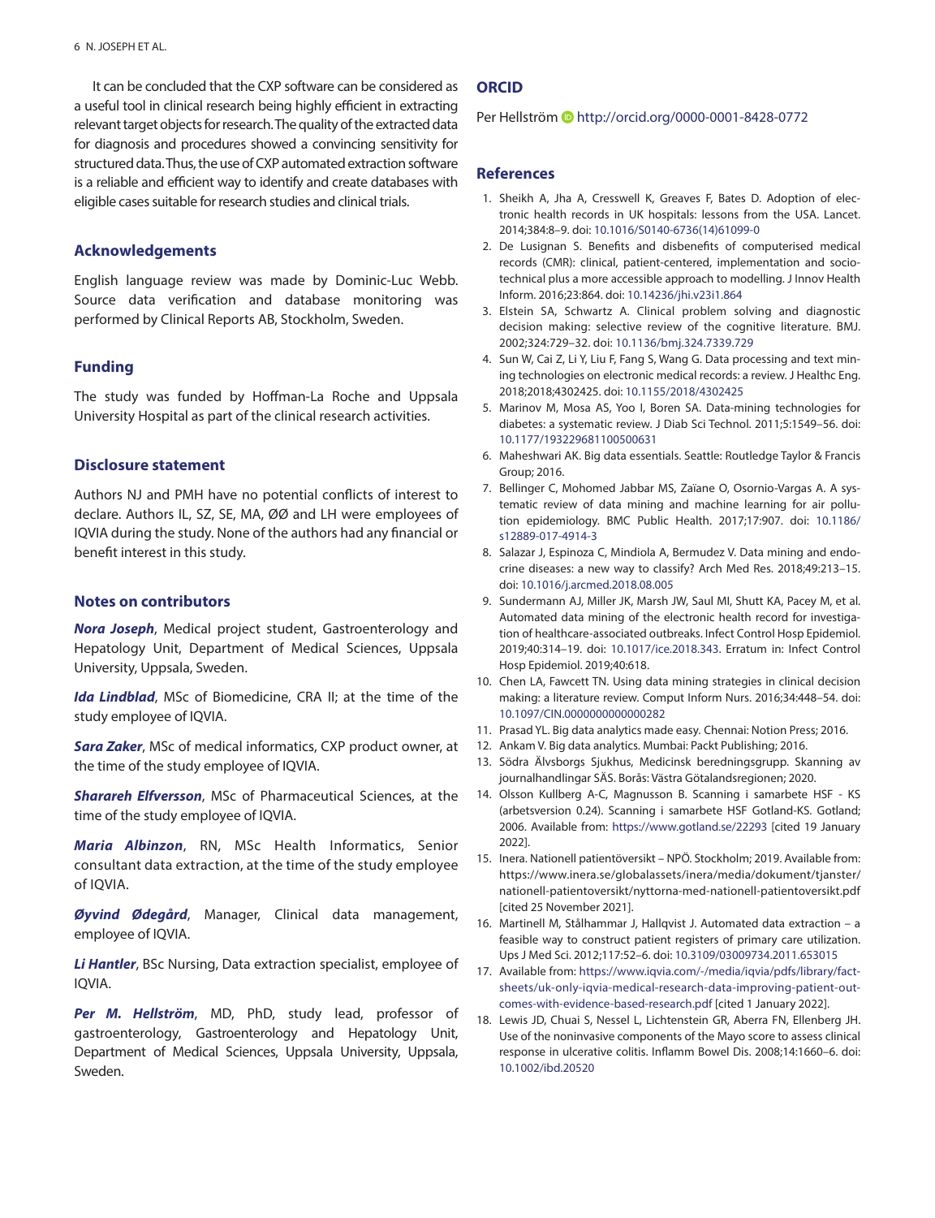It can be concluded that the CXP software can be considered as a useful tool in clinical research being highly efficient in extracting relevant target objects for research. The quality of the extracted data for diagnosis and procedures showed a convincing sensitivity for structured data. Thus, the use of CXP automated extraction software is a reliable and efficient way to identify and create databases with eligible cases suitable for research studies and clinical trials.

## Acknowledgements

English language review was made by Dominic-Luc Webb. Source data verification and database monitoring was performed by Clinical Reports AB, Stockholm, Sweden.

## Funding

The study was funded by Hoffman-La Roche and Uppsala University Hospital as part of the clinical research activities.

## Disclosure statement

Authors NJ and PMH have no potential conflicts of interest to declare. Authors IL, SZ, SE, MA, ØØ and LH were employees of IQVIA during the study. None of the authors had any financial or benefit interest in this study.

## Notes on contributors

***Nora Joseph***, Medical project student, Gastroenterology and Hepatology Unit, Department of Medical Sciences, Uppsala University, Uppsala, Sweden.

***Ida Lindblad***, MSc of Biomedicine, CRA II; at the time of the study employee of IQVIA.

***Sara Zaker***, MSc of medical informatics, CXP product owner, at the time of the study employee of IQVIA.

***Sharareh Elfversson***, MSc of Pharmaceutical Sciences, at the time of the study employee of IQVIA.

***Maria Albinzon***, RN, MSc Health Informatics, Senior consultant data extraction, at the time of the study employee of IQVIA.

***Øyvind Ødegård***, Manager, Clinical data management, employee of IQVIA.

***Li Hantler***, BSc Nursing, Data extraction specialist, employee of IQVIA.

***Per M. Hellström***, MD, PhD, study lead, professor of gastroenterology, Gastroenterology and Hepatology Unit, Department of Medical Sciences, Uppsala University, Uppsala, Sweden.

## ORCID

Per Hellström http://orcid.org/0000-0001-8428-0772

## References

1. Sheikh A, Jha A, Cresswell K, Greaves F, Bates D. Adoption of electronic health records in UK hospitals: lessons from the USA. Lancet. 2014;384:8–9. doi: 10.1016/S0140-6736(14)61099-0
2. De Lusignan S. Benefits and disbenefits of computerised medical records (CMR): clinical, patient-centered, implementation and socio-technical plus a more accessible approach to modelling. J Innov Health Inform. 2016;23:864. doi: 10.14236/jhi.v23i1.864
3. Elstein SA, Schwartz A. Clinical problem solving and diagnostic decision making: selective review of the cognitive literature. BMJ. 2002;324:729–32. doi: 10.1136/bmj.324.7339.729
4. Sun W, Cai Z, Li Y, Liu F, Fang S, Wang G. Data processing and text mining technologies on electronic medical records: a review. J Healthc Eng. 2018;2018;4302425. doi: 10.1155/2018/4302425
5. Marinov M, Mosa AS, Yoo I, Boren SA. Data-mining technologies for diabetes: a systematic review. J Diab Sci Technol. 2011;5:1549–56. doi: 10.1177/193229681100500631
6. Maheshwari AK. Big data essentials. Seattle: Routledge Taylor & Francis Group; 2016.
7. Bellinger C, Mohomed Jabbar MS, Zaïane O, Osornio-Vargas A. A systematic review of data mining and machine learning for air pollution epidemiology. BMC Public Health. 2017;17:907. doi: 10.1186/s12889-017-4914-3
8. Salazar J, Espinoza C, Mindiola A, Bermudez V. Data mining and endocrine diseases: a new way to classify? Arch Med Res. 2018;49:213–15. doi: 10.1016/j.arcmed.2018.08.005
9. Sundermann AJ, Miller JK, Marsh JW, Saul MI, Shutt KA, Pacey M, et al. Automated data mining of the electronic health record for investigation of healthcare-associated outbreaks. Infect Control Hosp Epidemiol. 2019;40:314–19. doi: 10.1017/ice.2018.343. Erratum in: Infect Control Hosp Epidemiol. 2019;40:618.
10. Chen LA, Fawcett TN. Using data mining strategies in clinical decision making: a literature review. Comput Inform Nurs. 2016;34:448–54. doi: 10.1097/CIN.0000000000000282
11. Prasad YL. Big data analytics made easy. Chennai: Notion Press; 2016.
12. Ankam V. Big data analytics. Mumbai: Packt Publishing; 2016.
13. Södra Älvsborgs Sjukhus, Medicinsk beredningsgrupp. Skanning av journalhandlingar SÄS. Borås: Västra Götalandsregionen; 2020.
14. Olsson Kullberg A-C, Magnusson B. Scanning i samarbete HSF - KS (arbetsversion 0.24). Scanning i samarbete HSF Gotland-KS. Gotland; 2006. Available from: https://www.gotland.se/22293 [cited 19 January 2022].
15. Inera. Nationell patientöversikt – NPÖ. Stockholm; 2019. Available from: https://www.inera.se/globalassets/inera/media/dokument/tjanster/nationell-patientoversikt/nyttorna-med-nationell-patientoversikt.pdf [cited 25 November 2021].
16. Martinell M, Stålhammar J, Hallqvist J. Automated data extraction – a feasible way to construct patient registers of primary care utilization. Ups J Med Sci. 2012;117:52–6. doi: 10.3109/03009734.2011.653015
17. Available from: https://www.iqvia.com/-/media/iqvia/pdfs/library/fact-sheets/uk-only-iqvia-medical-research-data-improving-patient-outcomes-with-evidence-based-research.pdf [cited 1 January 2022].
18. Lewis JD, Chuai S, Nessel L, Lichtenstein GR, Aberra FN, Ellenberg JH. Use of the noninvasive components of the Mayo score to assess clinical response in ulcerative colitis. Inflamm Bowel Dis. 2008;14:1660–6. doi: 10.1002/ibd.20520